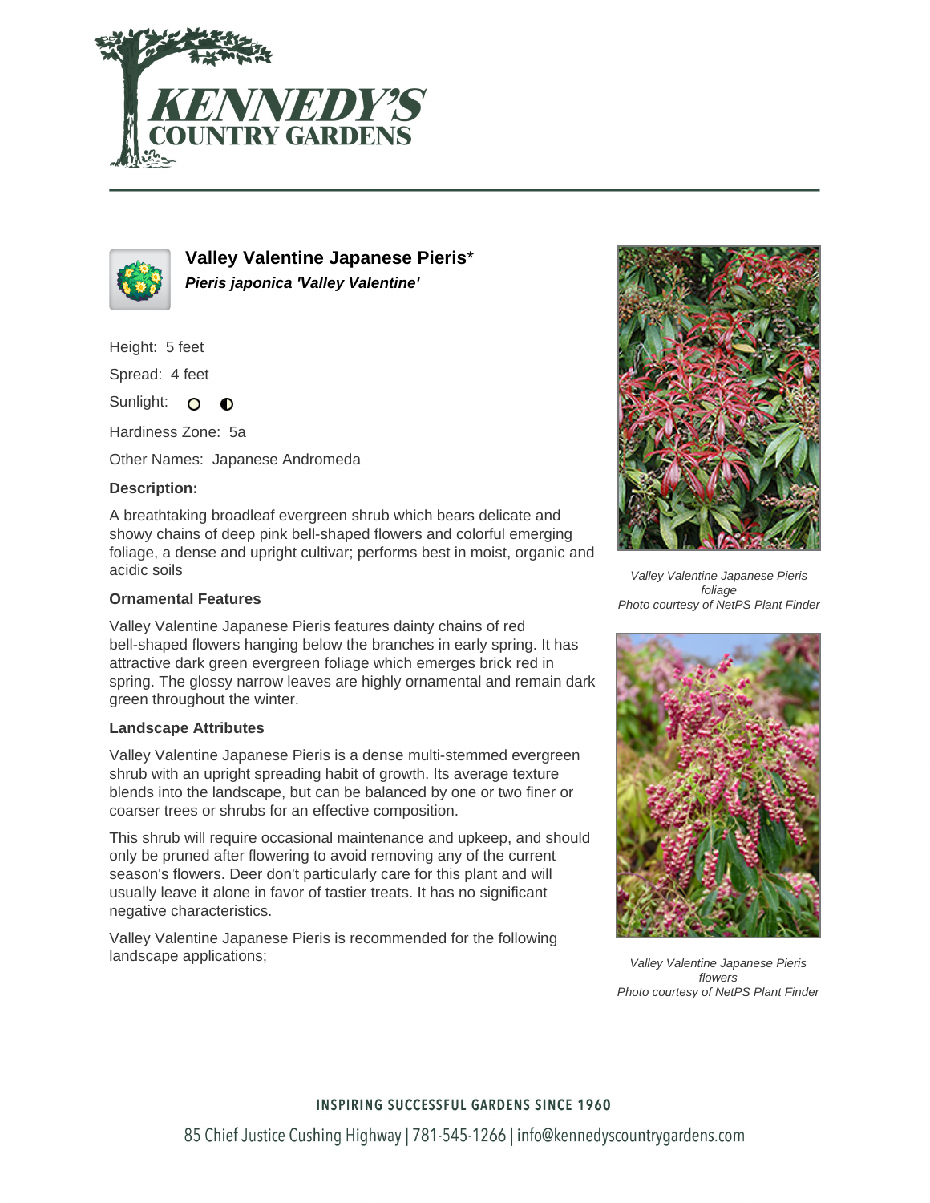# Valley Valentine Japanese Pieris*

***Pieris japonica 'Valley Valentine'***

Height: 5 feet

Spread: 4 feet

Sunlight:

Hardiness Zone: 5a

Other Names: Japanese Andromeda

### Description:

A breathtaking broadleaf evergreen shrub which bears delicate and showy chains of deep pink bell-shaped flowers and colorful emerging foliage, a dense and upright cultivar; performs best in moist, organic and acidic soils

### Ornamental Features

Valley Valentine Japanese Pieris features dainty chains of red bell-shaped flowers hanging below the branches in early spring. It has attractive dark green evergreen foliage which emerges brick red in spring. The glossy narrow leaves are highly ornamental and remain dark green throughout the winter.

### Landscape Attributes

Valley Valentine Japanese Pieris is a dense multi-stemmed evergreen shrub with an upright spreading habit of growth. Its average texture blends into the landscape, but can be balanced by one or two finer or coarser trees or shrubs for an effective composition.

This shrub will require occasional maintenance and upkeep, and should only be pruned after flowering to avoid removing any of the current season's flowers. Deer don't particularly care for this plant and will usually leave it alone in favor of tastier treats. It has no significant negative characteristics.

Valley Valentine Japanese Pieris is recommended for the following landscape applications;

*Valley Valentine Japanese Pieris foliage*
*Photo courtesy of NetPS Plant Finder*

*Valley Valentine Japanese Pieris flowers*
*Photo courtesy of NetPS Plant Finder*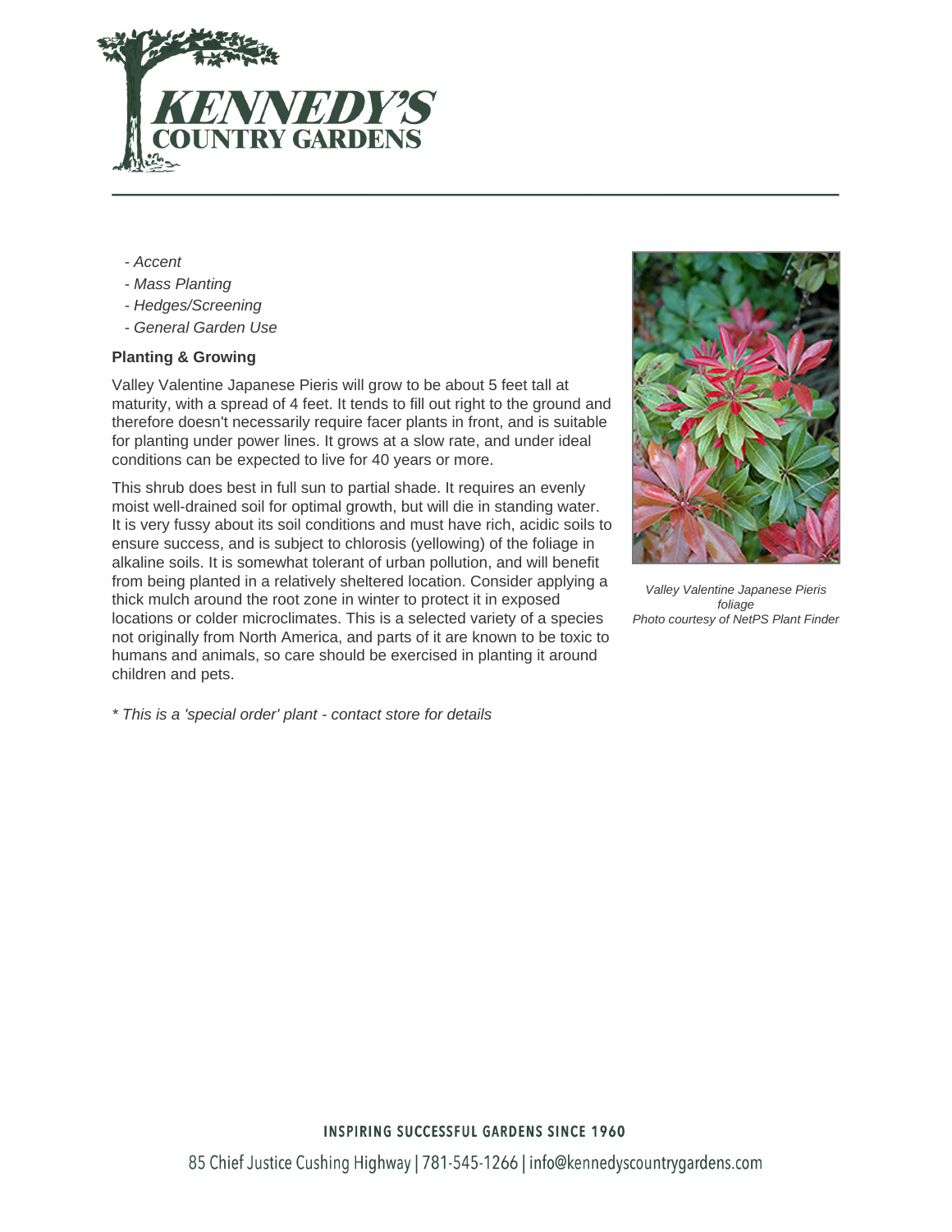- *Accent*
- *Mass Planting*
- *Hedges/Screening*
- *General Garden Use*

**Planting & Growing**

Valley Valentine Japanese Pieris will grow to be about 5 feet tall at maturity, with a spread of 4 feet. It tends to fill out right to the ground and therefore doesn't necessarily require facer plants in front, and is suitable for planting under power lines. It grows at a slow rate, and under ideal conditions can be expected to live for 40 years or more.

This shrub does best in full sun to partial shade. It requires an evenly moist well-drained soil for optimal growth, but will die in standing water. It is very fussy about its soil conditions and must have rich, acidic soils to ensure success, and is subject to chlorosis (yellowing) of the foliage in alkaline soils. It is somewhat tolerant of urban pollution, and will benefit from being planted in a relatively sheltered location. Consider applying a thick mulch around the root zone in winter to protect it in exposed locations or colder microclimates. This is a selected variety of a species not originally from North America, and parts of it are known to be toxic to humans and animals, so care should be exercised in planting it around children and pets.

*Valley Valentine Japanese Pieris foliage*
*Photo courtesy of NetPS Plant Finder*

*\* This is a 'special order' plant - contact store for details*